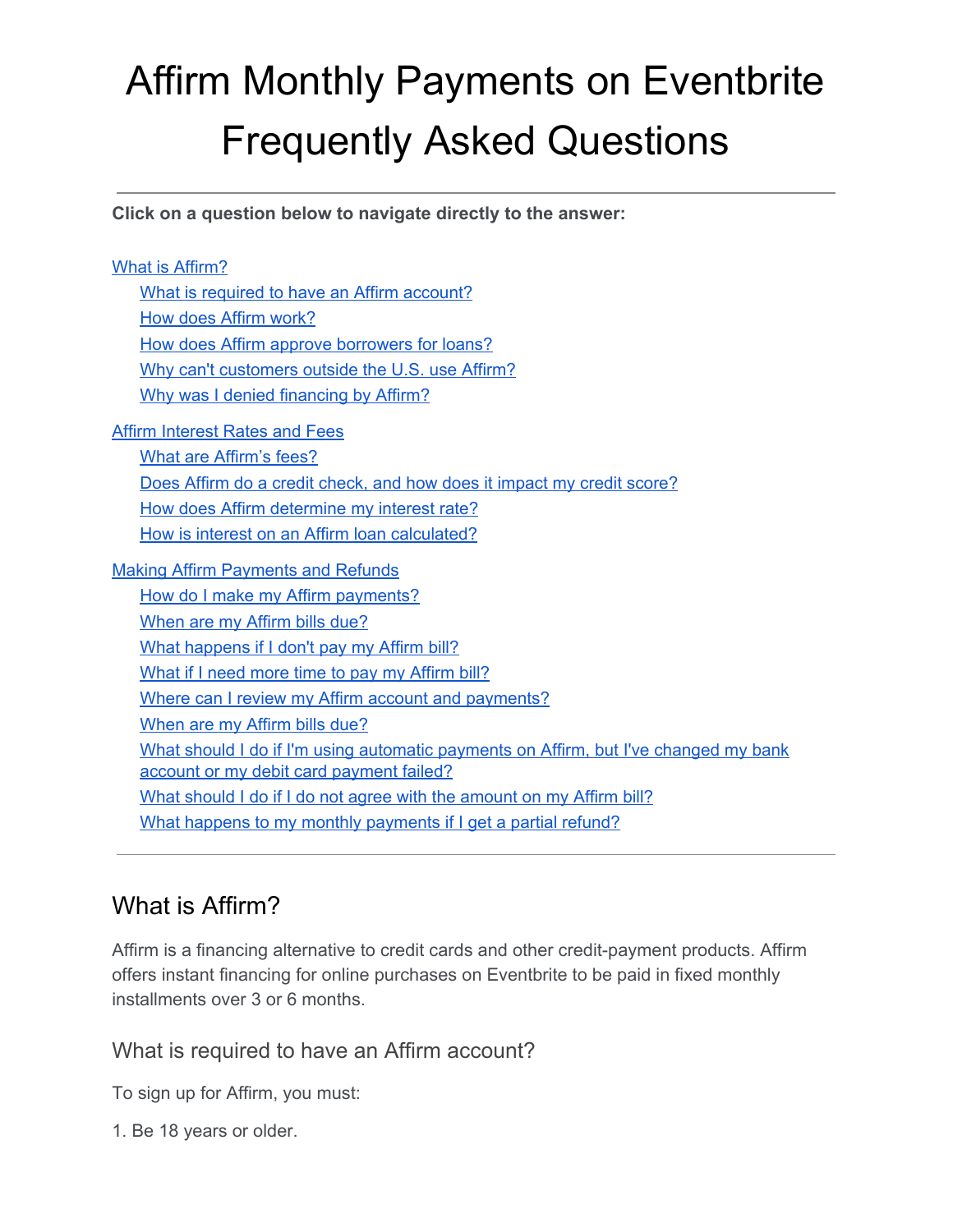# Affirm Monthly Payments on Eventbrite Frequently Asked Questions

---

**Click on a question below to navigate directly to the answer:**

- What is Affirm?
  - What is required to have an Affirm account?
  - How does Affirm work?
  - How does Affirm approve borrowers for loans?
  - Why can't customers outside the U.S. use Affirm?
  - Why was I denied financing by Affirm?
- Affirm Interest Rates and Fees
  - What are Affirm's fees?
  - Does Affirm do a credit check, and how does it impact my credit score?
  - How does Affirm determine my interest rate?
  - How is interest on an Affirm loan calculated?
- Making Affirm Payments and Refunds
  - How do I make my Affirm payments?
  - When are my Affirm bills due?
  - What happens if I don't pay my Affirm bill?
  - What if I need more time to pay my Affirm bill?
  - Where can I review my Affirm account and payments?
  - When are my Affirm bills due?
  - What should I do if I'm using automatic payments on Affirm, but I've changed my bank account or my debit card payment failed?
  - What should I do if I do not agree with the amount on my Affirm bill?
  - What happens to my monthly payments if I get a partial refund?

---

## What is Affirm?

Affirm is a financing alternative to credit cards and other credit-payment products. Affirm offers instant financing for online purchases on Eventbrite to be paid in fixed monthly installments over 3 or 6 months.

### What is required to have an Affirm account?

To sign up for Affirm, you must:

1. Be 18 years or older.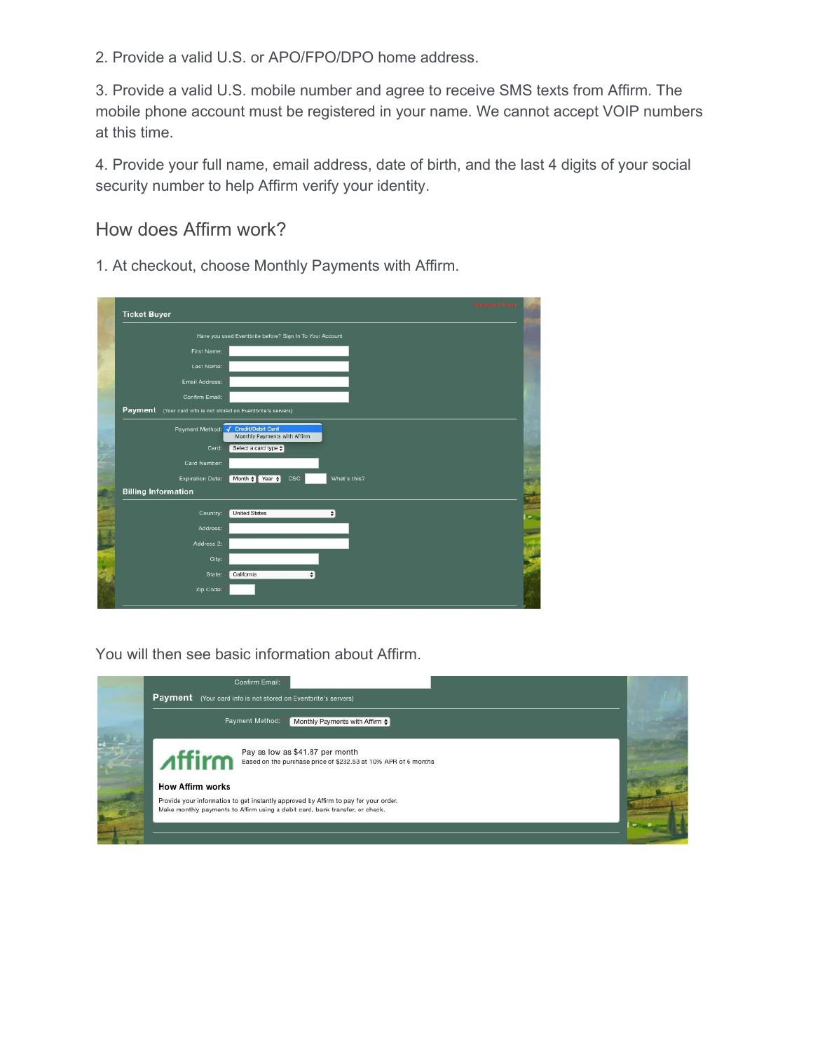2. Provide a valid U.S. or APO/FPO/DPO home address.

3. Provide a valid U.S. mobile number and agree to receive SMS texts from Affirm. The mobile phone account must be registered in your name. We cannot accept VOIP numbers at this time.

4. Provide your full name, email address, date of birth, and the last 4 digits of your social security number to help Affirm verify your identity.

## How does Affirm work?

1. At checkout, choose Monthly Payments with Affirm.

You will then see basic information about Affirm.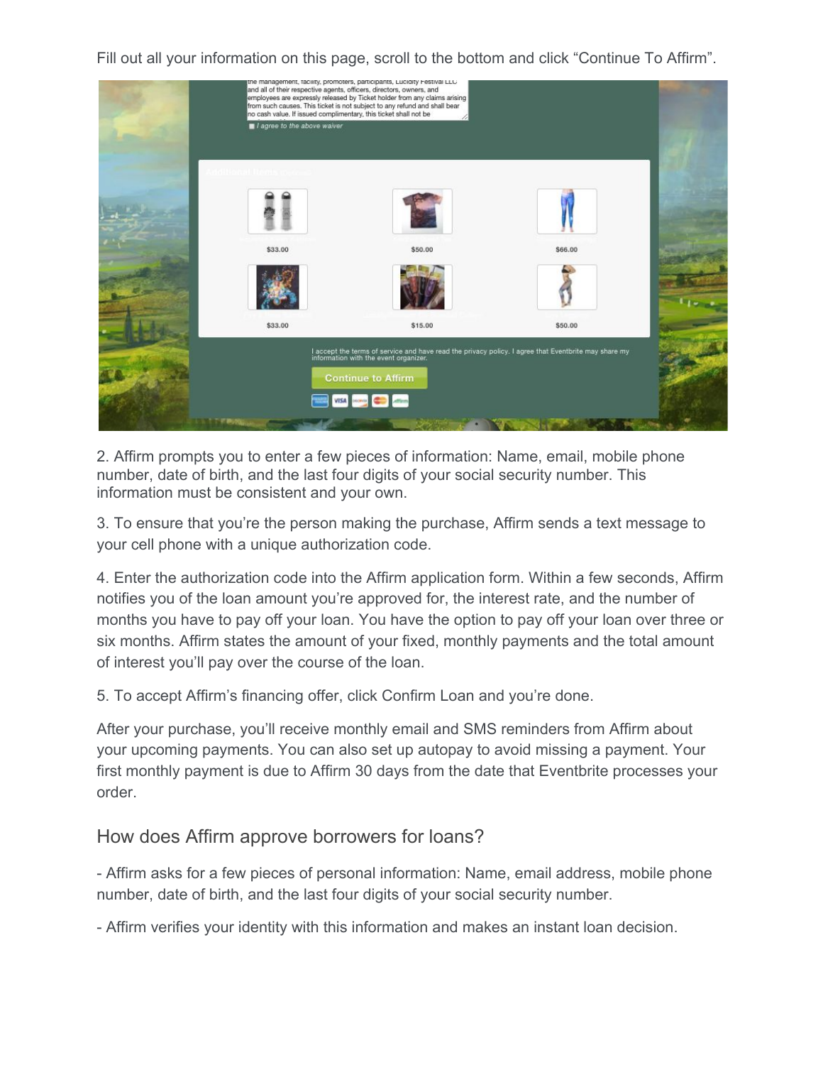Fill out all your information on this page, scroll to the bottom and click "Continue To Affirm".

2. Affirm prompts you to enter a few pieces of information: Name, email, mobile phone number, date of birth, and the last four digits of your social security number. This information must be consistent and your own.

3. To ensure that you're the person making the purchase, Affirm sends a text message to your cell phone with a unique authorization code.

4. Enter the authorization code into the Affirm application form. Within a few seconds, Affirm notifies you of the loan amount you're approved for, the interest rate, and the number of months you have to pay off your loan. You have the option to pay off your loan over three or six months. Affirm states the amount of your fixed, monthly payments and the total amount of interest you'll pay over the course of the loan.

5. To accept Affirm's financing offer, click Confirm Loan and you're done.

After your purchase, you'll receive monthly email and SMS reminders from Affirm about your upcoming payments. You can also set up autopay to avoid missing a payment. Your first monthly payment is due to Affirm 30 days from the date that Eventbrite processes your order.

## How does Affirm approve borrowers for loans?

- Affirm asks for a few pieces of personal information: Name, email address, mobile phone number, date of birth, and the last four digits of your social security number.

- Affirm verifies your identity with this information and makes an instant loan decision.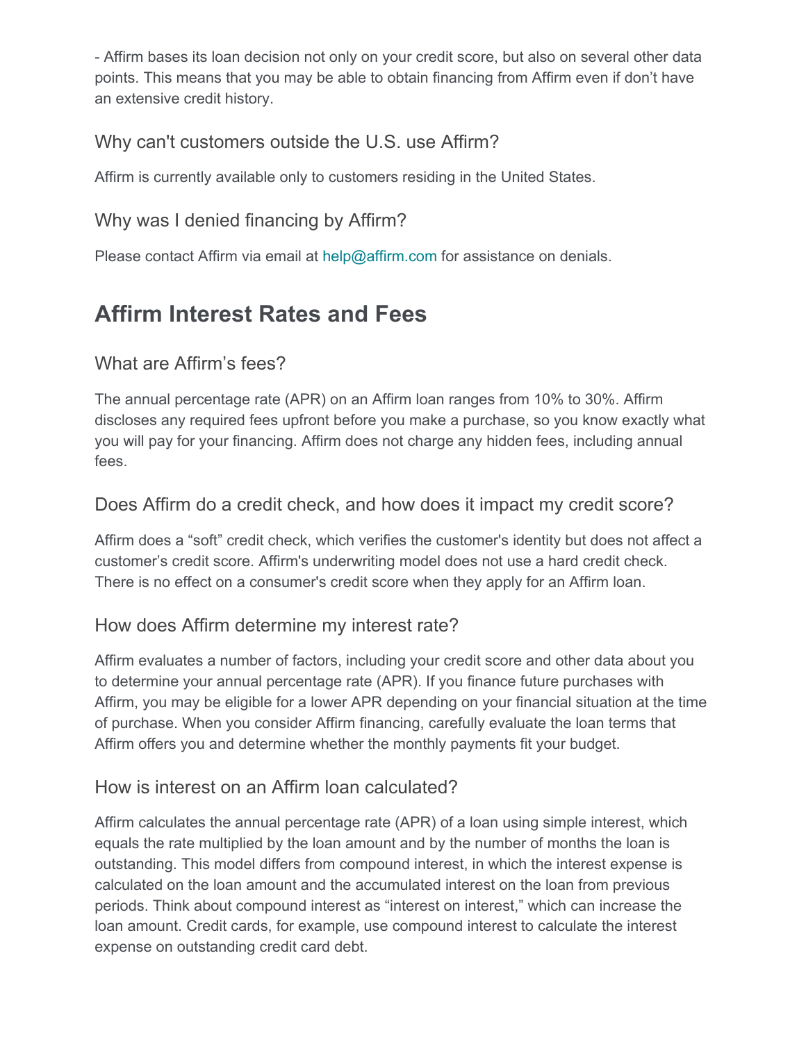- Affirm bases its loan decision not only on your credit score, but also on several other data points. This means that you may be able to obtain financing from Affirm even if don't have an extensive credit history.

### Why can't customers outside the U.S. use Affirm?

Affirm is currently available only to customers residing in the United States.

### Why was I denied financing by Affirm?

Please contact Affirm via email at help@affirm.com for assistance on denials.

## Affirm Interest Rates and Fees

### What are Affirm's fees?

The annual percentage rate (APR) on an Affirm loan ranges from 10% to 30%. Affirm discloses any required fees upfront before you make a purchase, so you know exactly what you will pay for your financing. Affirm does not charge any hidden fees, including annual fees.

### Does Affirm do a credit check, and how does it impact my credit score?

Affirm does a "soft" credit check, which verifies the customer's identity but does not affect a customer's credit score. Affirm's underwriting model does not use a hard credit check. There is no effect on a consumer's credit score when they apply for an Affirm loan.

### How does Affirm determine my interest rate?

Affirm evaluates a number of factors, including your credit score and other data about you to determine your annual percentage rate (APR). If you finance future purchases with Affirm, you may be eligible for a lower APR depending on your financial situation at the time of purchase. When you consider Affirm financing, carefully evaluate the loan terms that Affirm offers you and determine whether the monthly payments fit your budget.

### How is interest on an Affirm loan calculated?

Affirm calculates the annual percentage rate (APR) of a loan using simple interest, which equals the rate multiplied by the loan amount and by the number of months the loan is outstanding. This model differs from compound interest, in which the interest expense is calculated on the loan amount and the accumulated interest on the loan from previous periods. Think about compound interest as "interest on interest," which can increase the loan amount. Credit cards, for example, use compound interest to calculate the interest expense on outstanding credit card debt.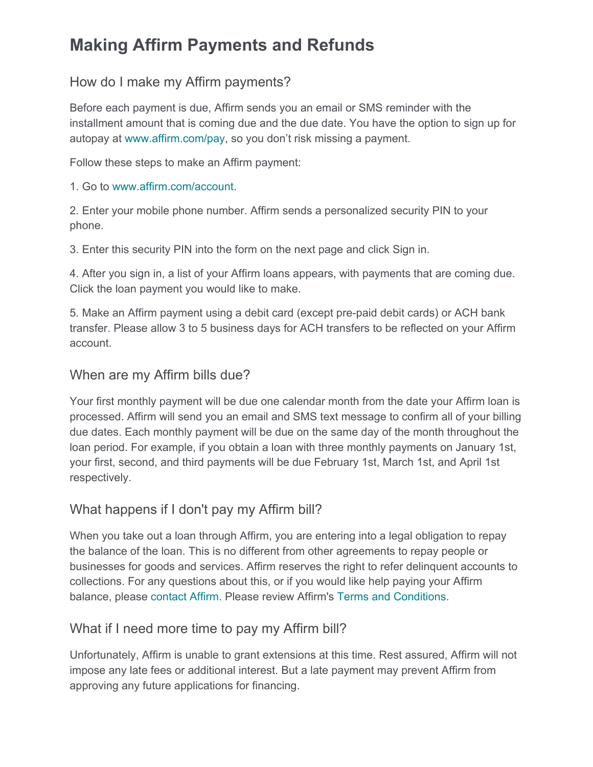# Making Affirm Payments and Refunds

## How do I make my Affirm payments?

Before each payment is due, Affirm sends you an email or SMS reminder with the installment amount that is coming due and the due date. You have the option to sign up for autopay at www.affirm.com/pay, so you don't risk missing a payment.

Follow these steps to make an Affirm payment:

1. Go to www.affirm.com/account.

2. Enter your mobile phone number. Affirm sends a personalized security PIN to your phone.

3. Enter this security PIN into the form on the next page and click Sign in.

4. After you sign in, a list of your Affirm loans appears, with payments that are coming due. Click the loan payment you would like to make.

5. Make an Affirm payment using a debit card (except pre-paid debit cards) or ACH bank transfer. Please allow 3 to 5 business days for ACH transfers to be reflected on your Affirm account.

## When are my Affirm bills due?

Your first monthly payment will be due one calendar month from the date your Affirm loan is processed. Affirm will send you an email and SMS text message to confirm all of your billing due dates. Each monthly payment will be due on the same day of the month throughout the loan period. For example, if you obtain a loan with three monthly payments on January 1st, your first, second, and third payments will be due February 1st, March 1st, and April 1st respectively.

## What happens if I don't pay my Affirm bill?

When you take out a loan through Affirm, you are entering into a legal obligation to repay the balance of the loan. This is no different from other agreements to repay people or businesses for goods and services. Affirm reserves the right to refer delinquent accounts to collections. For any questions about this, or if you would like help paying your Affirm balance, please contact Affirm. Please review Affirm's Terms and Conditions.

## What if I need more time to pay my Affirm bill?

Unfortunately, Affirm is unable to grant extensions at this time. Rest assured, Affirm will not impose any late fees or additional interest. But a late payment may prevent Affirm from approving any future applications for financing.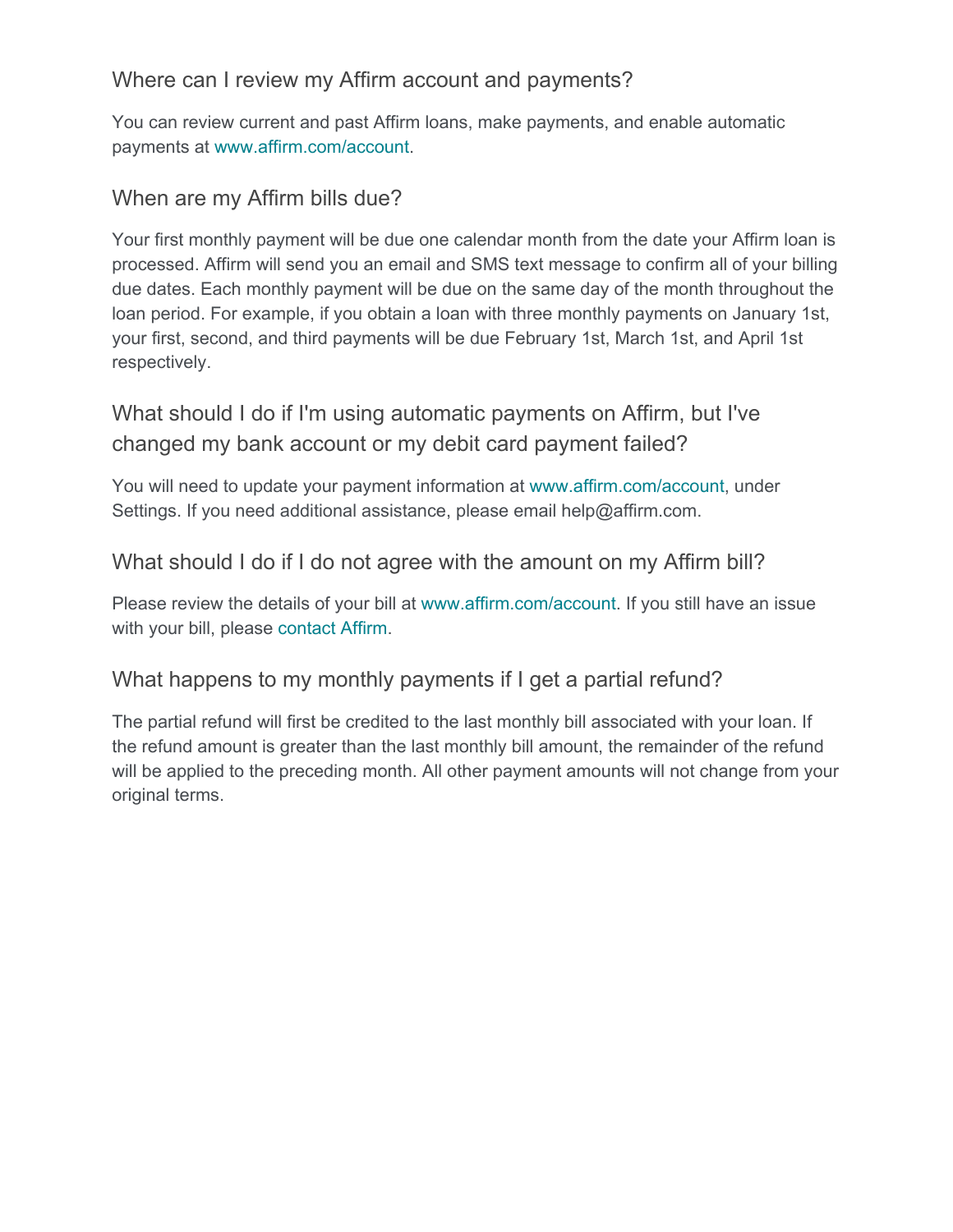## Where can I review my Affirm account and payments?

You can review current and past Affirm loans, make payments, and enable automatic payments at www.affirm.com/account.

## When are my Affirm bills due?

Your first monthly payment will be due one calendar month from the date your Affirm loan is processed. Affirm will send you an email and SMS text message to confirm all of your billing due dates. Each monthly payment will be due on the same day of the month throughout the loan period. For example, if you obtain a loan with three monthly payments on January 1st, your first, second, and third payments will be due February 1st, March 1st, and April 1st respectively.

## What should I do if I'm using automatic payments on Affirm, but I've changed my bank account or my debit card payment failed?

You will need to update your payment information at www.affirm.com/account, under Settings. If you need additional assistance, please email help@affirm.com.

## What should I do if I do not agree with the amount on my Affirm bill?

Please review the details of your bill at www.affirm.com/account. If you still have an issue with your bill, please contact Affirm.

## What happens to my monthly payments if I get a partial refund?

The partial refund will first be credited to the last monthly bill associated with your loan. If the refund amount is greater than the last monthly bill amount, the remainder of the refund will be applied to the preceding month. All other payment amounts will not change from your original terms.